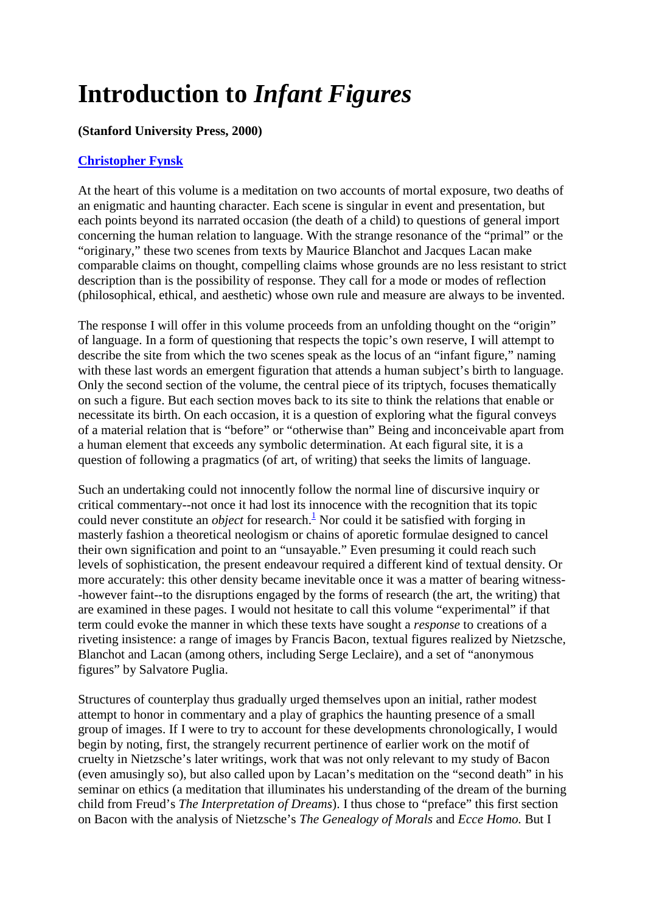# Introduction to *Infant Figures*

**(Stanford University Press, 2000)**

**Christopher Fynsk**

At the heart of this volume is a meditation on two accounts of mortal exposure, two deaths of an enigmatic and haunting character. Each scene is singular in event and presentation, but each points beyond its narrated occasion (the death of a child) to questions of general import concerning the human relation to language. With the strange resonance of the "primal" or the "originary," these two scenes from texts by Maurice Blanchot and Jacques Lacan make comparable claims on thought, compelling claims whose grounds are no less resistant to strict description than is the possibility of response. They call for a mode or modes of reflection (philosophical, ethical, and aesthetic) whose own rule and measure are always to be invented.

The response I will offer in this volume proceeds from an unfolding thought on the "origin" of language. In a form of questioning that respects the topic's own reserve, I will attempt to describe the site from which the two scenes speak as the locus of an "infant figure," naming with these last words an emergent figuration that attends a human subject's birth to language. Only the second section of the volume, the central piece of its triptych, focuses thematically on such a figure. But each section moves back to its site to think the relations that enable or necessitate its birth. On each occasion, it is a question of exploring what the figural conveys of a material relation that is "before" or "otherwise than" Being and inconceivable apart from a human element that exceeds any symbolic determination. At each figural site, it is a question of following a pragmatics (of art, of writing) that seeks the limits of language.

Such an undertaking could not innocently follow the normal line of discursive inquiry or critical commentary--not once it had lost its innocence with the recognition that its topic could never constitute an *object* for research.[1] Nor could it be satisfied with forging in masterly fashion a theoretical neologism or chains of aporetic formulae designed to cancel their own signification and point to an "unsayable." Even presuming it could reach such levels of sophistication, the present endeavour required a different kind of textual density. Or more accurately: this other density became inevitable once it was a matter of bearing witness--however faint--to the disruptions engaged by the forms of research (the art, the writing) that are examined in these pages. I would not hesitate to call this volume "experimental" if that term could evoke the manner in which these texts have sought a *response* to creations of a riveting insistence: a range of images by Francis Bacon, textual figures realized by Nietzsche, Blanchot and Lacan (among others, including Serge Leclaire), and a set of "anonymous figures" by Salvatore Puglia.

Structures of counterplay thus gradually urged themselves upon an initial, rather modest attempt to honor in commentary and a play of graphics the haunting presence of a small group of images. If I were to try to account for these developments chronologically, I would begin by noting, first, the strangely recurrent pertinence of earlier work on the motif of cruelty in Nietzsche's later writings, work that was not only relevant to my study of Bacon (even amusingly so), but also called upon by Lacan's meditation on the "second death" in his seminar on ethics (a meditation that illuminates his understanding of the dream of the burning child from Freud's *The Interpretation of Dreams*). I thus chose to "preface" this first section on Bacon with the analysis of Nietzsche's *The Genealogy of Morals* and *Ecce Homo.* But I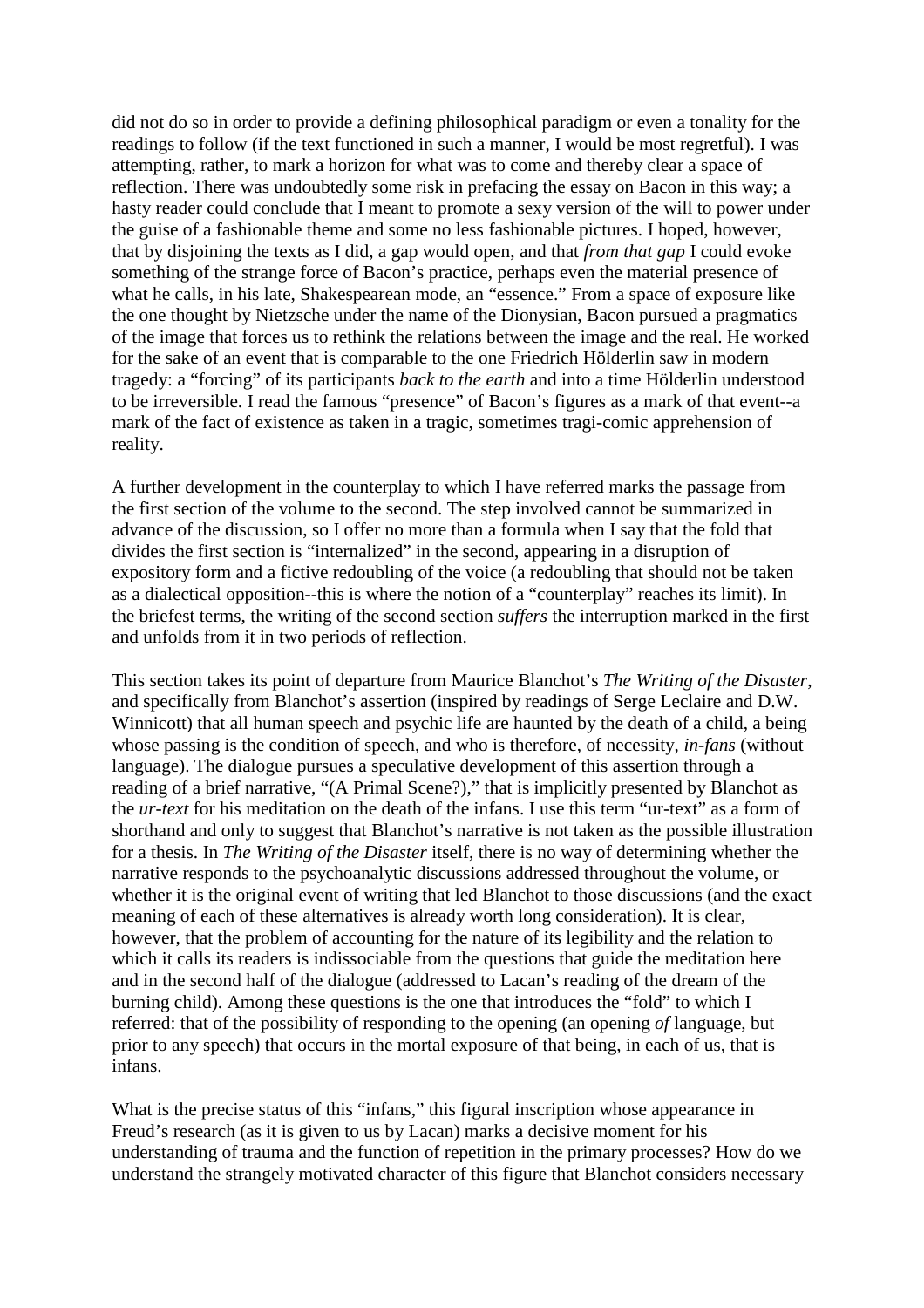did not do so in order to provide a defining philosophical paradigm or even a tonality for the readings to follow (if the text functioned in such a manner, I would be most regretful). I was attempting, rather, to mark a horizon for what was to come and thereby clear a space of reflection. There was undoubtedly some risk in prefacing the essay on Bacon in this way; a hasty reader could conclude that I meant to promote a sexy version of the will to power under the guise of a fashionable theme and some no less fashionable pictures. I hoped, however, that by disjoining the texts as I did, a gap would open, and that *from that gap* I could evoke something of the strange force of Bacon's practice, perhaps even the material presence of what he calls, in his late, Shakespearean mode, an "essence." From a space of exposure like the one thought by Nietzsche under the name of the Dionysian, Bacon pursued a pragmatics of the image that forces us to rethink the relations between the image and the real. He worked for the sake of an event that is comparable to the one Friedrich Hölderlin saw in modern tragedy: a "forcing" of its participants *back to the earth* and into a time Hölderlin understood to be irreversible. I read the famous "presence" of Bacon's figures as a mark of that event--a mark of the fact of existence as taken in a tragic, sometimes tragi-comic apprehension of reality.

A further development in the counterplay to which I have referred marks the passage from the first section of the volume to the second. The step involved cannot be summarized in advance of the discussion, so I offer no more than a formula when I say that the fold that divides the first section is "internalized" in the second, appearing in a disruption of expository form and a fictive redoubling of the voice (a redoubling that should not be taken as a dialectical opposition--this is where the notion of a "counterplay" reaches its limit). In the briefest terms, the writing of the second section *suffers* the interruption marked in the first and unfolds from it in two periods of reflection.

This section takes its point of departure from Maurice Blanchot's *The Writing of the Disaster*, and specifically from Blanchot's assertion (inspired by readings of Serge Leclaire and D.W. Winnicott) that all human speech and psychic life are haunted by the death of a child, a being whose passing is the condition of speech, and who is therefore, of necessity, *in-fans* (without language). The dialogue pursues a speculative development of this assertion through a reading of a brief narrative, "(A Primal Scene?)," that is implicitly presented by Blanchot as the *ur-text* for his meditation on the death of the infans. I use this term "ur-text" as a form of shorthand and only to suggest that Blanchot's narrative is not taken as the possible illustration for a thesis. In *The Writing of the Disaster* itself, there is no way of determining whether the narrative responds to the psychoanalytic discussions addressed throughout the volume, or whether it is the original event of writing that led Blanchot to those discussions (and the exact meaning of each of these alternatives is already worth long consideration). It is clear, however, that the problem of accounting for the nature of its legibility and the relation to which it calls its readers is indissociable from the questions that guide the meditation here and in the second half of the dialogue (addressed to Lacan's reading of the dream of the burning child). Among these questions is the one that introduces the "fold" to which I referred: that of the possibility of responding to the opening (an opening *of* language, but prior to any speech) that occurs in the mortal exposure of that being, in each of us, that is infans.

What is the precise status of this "infans," this figural inscription whose appearance in Freud's research (as it is given to us by Lacan) marks a decisive moment for his understanding of trauma and the function of repetition in the primary processes? How do we understand the strangely motivated character of this figure that Blanchot considers necessary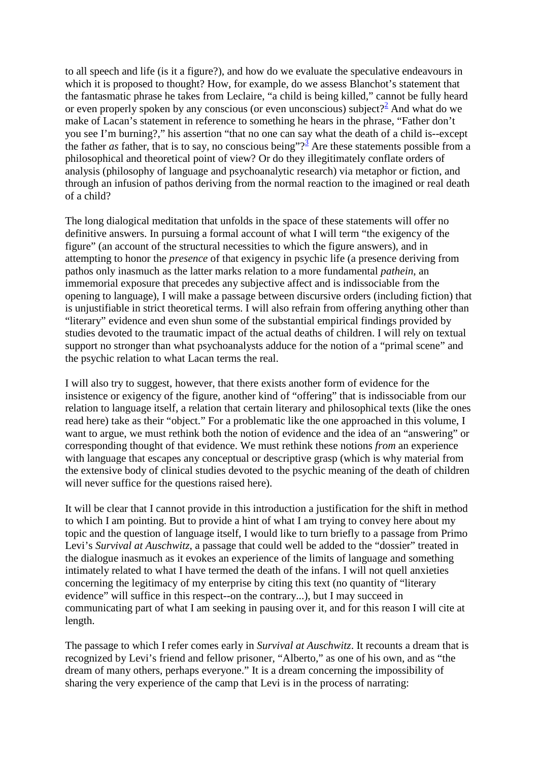to all speech and life (is it a figure?), and how do we evaluate the speculative endeavours in which it is proposed to thought? How, for example, do we assess Blanchot's statement that the fantasmatic phrase he takes from Leclaire, "a child is being killed," cannot be fully heard or even properly spoken by any conscious (or even unconscious) subject?[2] And what do we make of Lacan's statement in reference to something he hears in the phrase, "Father don't you see I'm burning?," his assertion "that no one can say what the death of a child is--except the father *as* father, that is to say, no conscious being"?[3] Are these statements possible from a philosophical and theoretical point of view? Or do they illegitimately conflate orders of analysis (philosophy of language and psychoanalytic research) via metaphor or fiction, and through an infusion of pathos deriving from the normal reaction to the imagined or real death of a child?

The long dialogical meditation that unfolds in the space of these statements will offer no definitive answers. In pursuing a formal account of what I will term "the exigency of the figure" (an account of the structural necessities to which the figure answers), and in attempting to honor the *presence* of that exigency in psychic life (a presence deriving from pathos only inasmuch as the latter marks relation to a more fundamental *pathein*, an immemorial exposure that precedes any subjective affect and is indissociable from the opening to language), I will make a passage between discursive orders (including fiction) that is unjustifiable in strict theoretical terms. I will also refrain from offering anything other than "literary" evidence and even shun some of the substantial empirical findings provided by studies devoted to the traumatic impact of the actual deaths of children. I will rely on textual support no stronger than what psychoanalysts adduce for the notion of a "primal scene" and the psychic relation to what Lacan terms the real.

I will also try to suggest, however, that there exists another form of evidence for the insistence or exigency of the figure, another kind of "offering" that is indissociable from our relation to language itself, a relation that certain literary and philosophical texts (like the ones read here) take as their "object." For a problematic like the one approached in this volume, I want to argue, we must rethink both the notion of evidence and the idea of an "answering" or corresponding thought of that evidence. We must rethink these notions *from* an experience with language that escapes any conceptual or descriptive grasp (which is why material from the extensive body of clinical studies devoted to the psychic meaning of the death of children will never suffice for the questions raised here).

It will be clear that I cannot provide in this introduction a justification for the shift in method to which I am pointing. But to provide a hint of what I am trying to convey here about my topic and the question of language itself, I would like to turn briefly to a passage from Primo Levi's *Survival at Auschwitz*, a passage that could well be added to the "dossier" treated in the dialogue inasmuch as it evokes an experience of the limits of language and something intimately related to what I have termed the death of the infans. I will not quell anxieties concerning the legitimacy of my enterprise by citing this text (no quantity of "literary evidence" will suffice in this respect--on the contrary...), but I may succeed in communicating part of what I am seeking in pausing over it, and for this reason I will cite at length.

The passage to which I refer comes early in *Survival at Auschwitz*. It recounts a dream that is recognized by Levi's friend and fellow prisoner, "Alberto," as one of his own, and as "the dream of many others, perhaps everyone." It is a dream concerning the impossibility of sharing the very experience of the camp that Levi is in the process of narrating: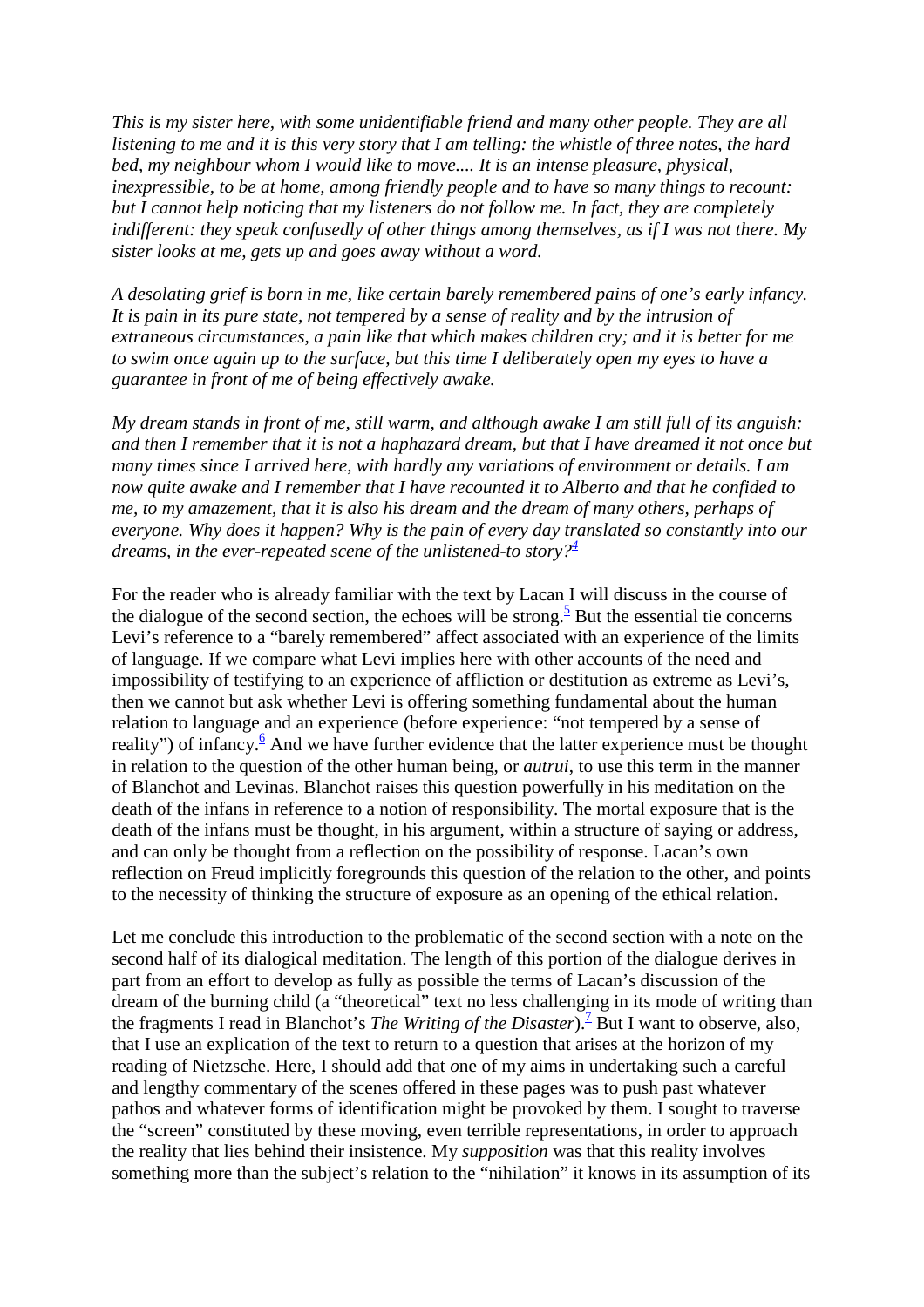*This is my sister here, with some unidentifiable friend and many other people. They are all listening to me and it is this very story that I am telling: the whistle of three notes, the hard bed, my neighbour whom I would like to move.... It is an intense pleasure, physical, inexpressible, to be at home, among friendly people and to have so many things to recount: but I cannot help noticing that my listeners do not follow me. In fact, they are completely indifferent: they speak confusedly of other things among themselves, as if I was not there. My sister looks at me, gets up and goes away without a word.*

*A desolating grief is born in me, like certain barely remembered pains of one's early infancy. It is pain in its pure state, not tempered by a sense of reality and by the intrusion of extraneous circumstances, a pain like that which makes children cry; and it is better for me to swim once again up to the surface, but this time I deliberately open my eyes to have a guarantee in front of me of being effectively awake.*

*My dream stands in front of me, still warm, and although awake I am still full of its anguish: and then I remember that it is not a haphazard dream, but that I have dreamed it not once but many times since I arrived here, with hardly any variations of environment or details. I am now quite awake and I remember that I have recounted it to Alberto and that he confided to me, to my amazement, that it is also his dream and the dream of many others, perhaps of everyone. Why does it happen? Why is the pain of every day translated so constantly into our dreams, in the ever-repeated scene of the unlistened-to story?*[4]

For the reader who is already familiar with the text by Lacan I will discuss in the course of the dialogue of the second section, the echoes will be strong.[5] But the essential tie concerns Levi's reference to a "barely remembered" affect associated with an experience of the limits of language. If we compare what Levi implies here with other accounts of the need and impossibility of testifying to an experience of affliction or destitution as extreme as Levi's, then we cannot but ask whether Levi is offering something fundamental about the human relation to language and an experience (before experience: "not tempered by a sense of reality") of infancy.[6] And we have further evidence that the latter experience must be thought in relation to the question of the other human being, or *autrui*, to use this term in the manner of Blanchot and Levinas. Blanchot raises this question powerfully in his meditation on the death of the infans in reference to a notion of responsibility. The mortal exposure that is the death of the infans must be thought, in his argument, within a structure of saying or address, and can only be thought from a reflection on the possibility of response. Lacan's own reflection on Freud implicitly foregrounds this question of the relation to the other, and points to the necessity of thinking the structure of exposure as an opening of the ethical relation.

Let me conclude this introduction to the problematic of the second section with a note on the second half of its dialogical meditation. The length of this portion of the dialogue derives in part from an effort to develop as fully as possible the terms of Lacan's discussion of the dream of the burning child (a "theoretical" text no less challenging in its mode of writing than the fragments I read in Blanchot's *The Writing of the Disaster*).[7] But I want to observe, also, that I use an explication of the text to return to a question that arises at the horizon of my reading of Nietzsche. Here, I should add that one of my aims in undertaking such a careful and lengthy commentary of the scenes offered in these pages was to push past whatever pathos and whatever forms of identification might be provoked by them. I sought to traverse the "screen" constituted by these moving, terrible representations, in order to approach the reality that lies behind their insistence. My *supposition* was that this reality involves something more than the subject's relation to the "nihilation" it knows in its assumption of its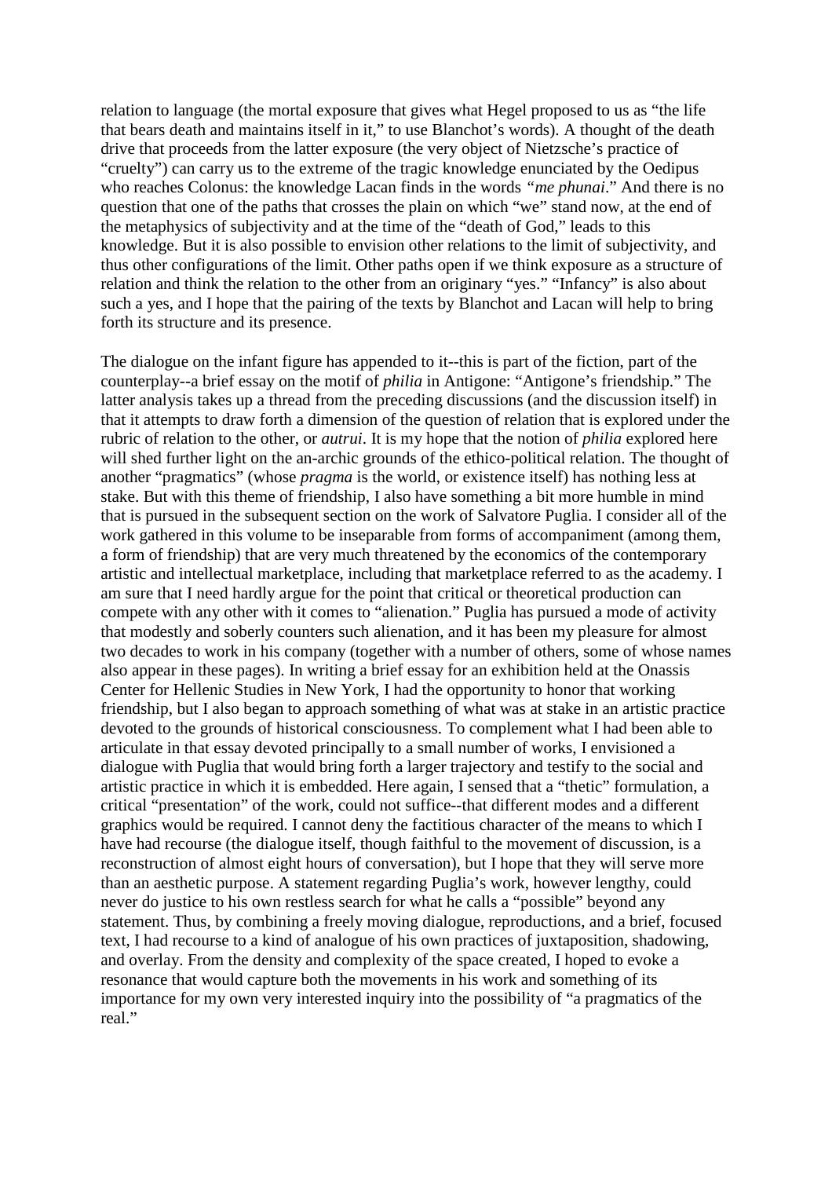relation to language (the mortal exposure that gives what Hegel proposed to us as "the life that bears death and maintains itself in it," to use Blanchot's words). A thought of the death drive that proceeds from the latter exposure (the very object of Nietzsche's practice of "cruelty") can carry us to the extreme of the tragic knowledge enunciated by the Oedipus who reaches Colonus: the knowledge Lacan finds in the words *"me phunai*." And there is no question that one of the paths that crosses the plain on which "we" stand now, at the end of the metaphysics of subjectivity and at the time of the "death of God," leads to this knowledge. But it is also possible to envision other relations to the limit of subjectivity, and thus other configurations of the limit. Other paths open if we think exposure as a structure of relation and think the relation to the other from an originary "yes." "Infancy" is also about such a yes, and I hope that the pairing of the texts by Blanchot and Lacan will help to bring forth its structure and its presence.

The dialogue on the infant figure has appended to it--this is part of the fiction, part of the counterplay--a brief essay on the motif of *philia* in Antigone: "Antigone's friendship." The latter analysis takes up a thread from the preceding discussions (and the discussion itself) in that it attempts to draw forth a dimension of the question of relation that is explored under the rubric of relation to the other, or *autrui*. It is my hope that the notion of *philia* explored here will shed further light on the an-archic grounds of the ethico-political relation. The thought of another "pragmatics" (whose *pragma* is the world, or existence itself) has nothing less at stake. But with this theme of friendship, I also have something a bit more humble in mind that is pursued in the subsequent section on the work of Salvatore Puglia. I consider all of the work gathered in this volume to be inseparable from forms of accompaniment (among them, a form of friendship) that are very much threatened by the economics of the contemporary artistic and intellectual marketplace, including that marketplace referred to as the academy. I am sure that I need hardly argue for the point that critical or theoretical production can compete with any other with it comes to "alienation." Puglia has pursued a mode of activity that modestly and soberly counters such alienation, and it has been my pleasure for almost two decades to work in his company (together with a number of others, some of whose names also appear in these pages). In writing a brief essay for an exhibition held at the Onassis Center for Hellenic Studies in New York, I had the opportunity to honor that working friendship, but I also began to approach something of what was at stake in an artistic practice devoted to the grounds of historical consciousness. To complement what I had been able to articulate in that essay devoted principally to a small number of works, I envisioned a dialogue with Puglia that would bring forth a larger trajectory and testify to the social and artistic practice in which it is embedded. Here again, I sensed that a "thetic" formulation, a critical "presentation" of the work, could not suffice--that different modes and a different graphics would be required. I cannot deny the factitious character of the means to which I have had recourse (the dialogue itself, though faithful to the movement of discussion, is a reconstruction of almost eight hours of conversation), but I hope that they will serve more than an aesthetic purpose. A statement regarding Puglia's work, however lengthy, could never do justice to his own restless search for what he calls a "possible" beyond any statement. Thus, by combining a freely moving dialogue, reproductions, and a brief, focused text, I had recourse to a kind of analogue of his own practices of juxtaposition, shadowing, and overlay. From the density and complexity of the space created, I hoped to evoke a resonance that would capture both the movements in his work and something of its importance for my own very interested inquiry into the possibility of "a pragmatics of the real."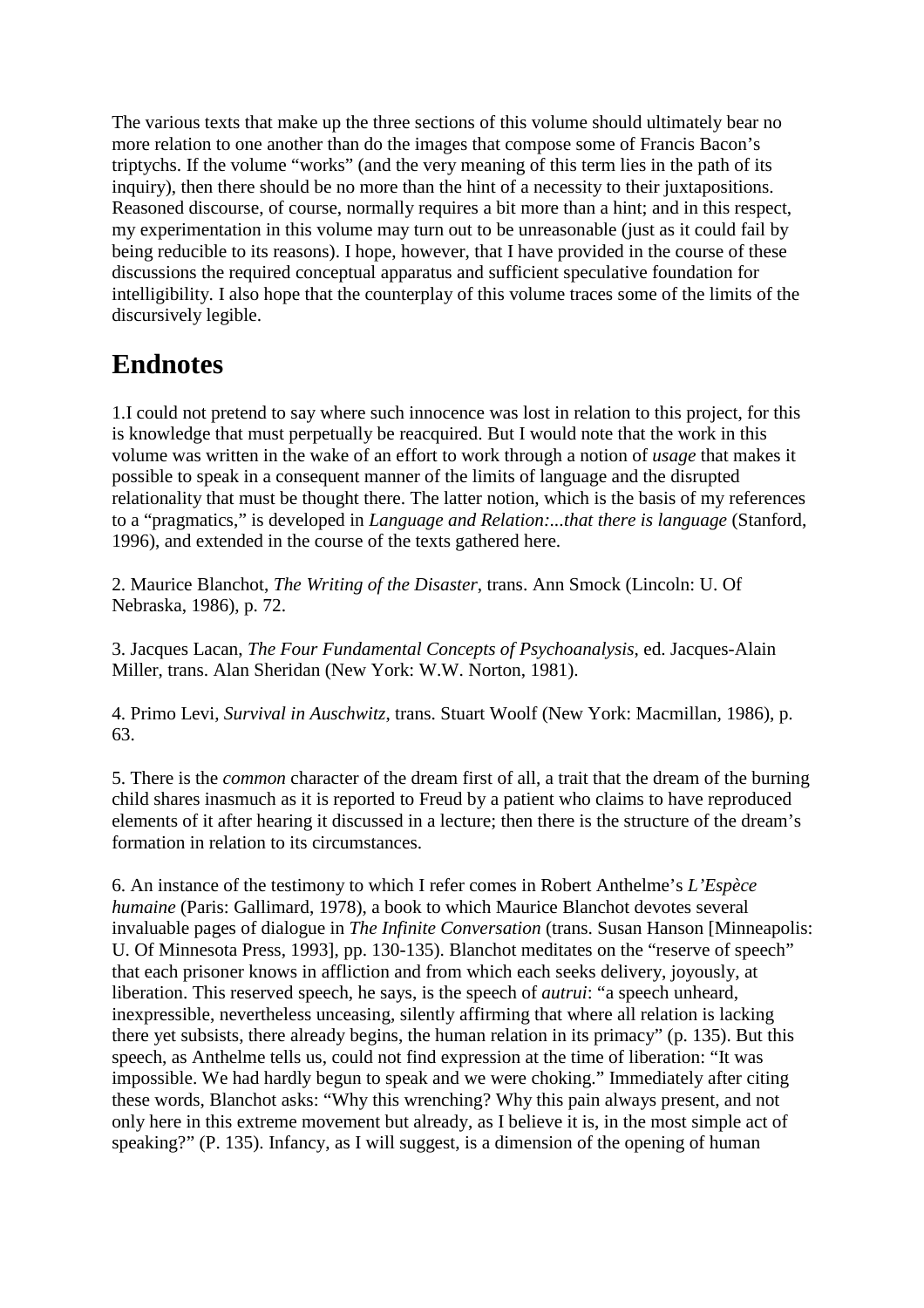The various texts that make up the three sections of this volume should ultimately bear no more relation to one another than do the images that compose some of Francis Bacon's triptychs. If the volume "works" (and the very meaning of this term lies in the path of its inquiry), then there should be no more than the hint of a necessity to their juxtapositions. Reasoned discourse, of course, normally requires a bit more than a hint; and in this respect, my experimentation in this volume may turn out to be unreasonable (just as it could fail by being reducible to its reasons). I hope, however, that I have provided in the course of these discussions the required conceptual apparatus and sufficient speculative foundation for intelligibility. I also hope that the counterplay of this volume traces some of the limits of the discursively legible.

# Endnotes

1.I could not pretend to say where such innocence was lost in relation to this project, for this is knowledge that must perpetually be reacquired. But I would note that the work in this volume was written in the wake of an effort to work through a notion of *usage* that makes it possible to speak in a consequent manner of the limits of language and the disrupted relationality that must be thought there. The latter notion, which is the basis of my references to a "pragmatics," is developed in *Language and Relation:...that there is language* (Stanford, 1996), and extended in the course of the texts gathered here.

2. Maurice Blanchot, *The Writing of the Disaster*, trans. Ann Smock (Lincoln: U. Of Nebraska, 1986), p. 72.

3. Jacques Lacan, *The Four Fundamental Concepts of Psychoanalysis*, ed. Jacques-Alain Miller, trans. Alan Sheridan (New York: W.W. Norton, 1981).

4. Primo Levi, *Survival in Auschwitz,* trans. Stuart Woolf (New York: Macmillan, 1986), p. 63.

5. There is the *common* character of the dream first of all, a trait that the dream of the burning child shares inasmuch as it is reported to Freud by a patient who claims to have reproduced elements of it after hearing it discussed in a lecture; then there is the structure of the dream's formation in relation to its circumstances.

6. An instance of the testimony to which I refer comes in Robert Anthelme's *L'Espèce humaine* (Paris: Gallimard, 1978), a book to which Maurice Blanchot devotes several invaluable pages of dialogue in *The Infinite Conversation* (trans. Susan Hanson [Minneapolis: U. Of Minnesota Press, 1993], pp. 130-135). Blanchot meditates on the "reserve of speech" that each prisoner knows in affliction and from which each seeks delivery, joyously, at liberation. This reserved speech, he says, is the speech of *autrui*: "a speech unheard, inexpressible, nevertheless unceasing, silently affirming that where all relation is lacking there yet subsists, there already begins, the human relation in its primacy" (p. 135). But this speech, as Anthelme tells us, could not find expression at the time of liberation: "It was impossible. We had hardly begun to speak and we were choking." Immediately after citing these words, Blanchot asks: "Why this wrenching? Why this pain always present, and not only here in this extreme movement but already, as I believe it is, in the most simple act of speaking?" (P. 135). Infancy, as I will suggest, is a dimension of the opening of human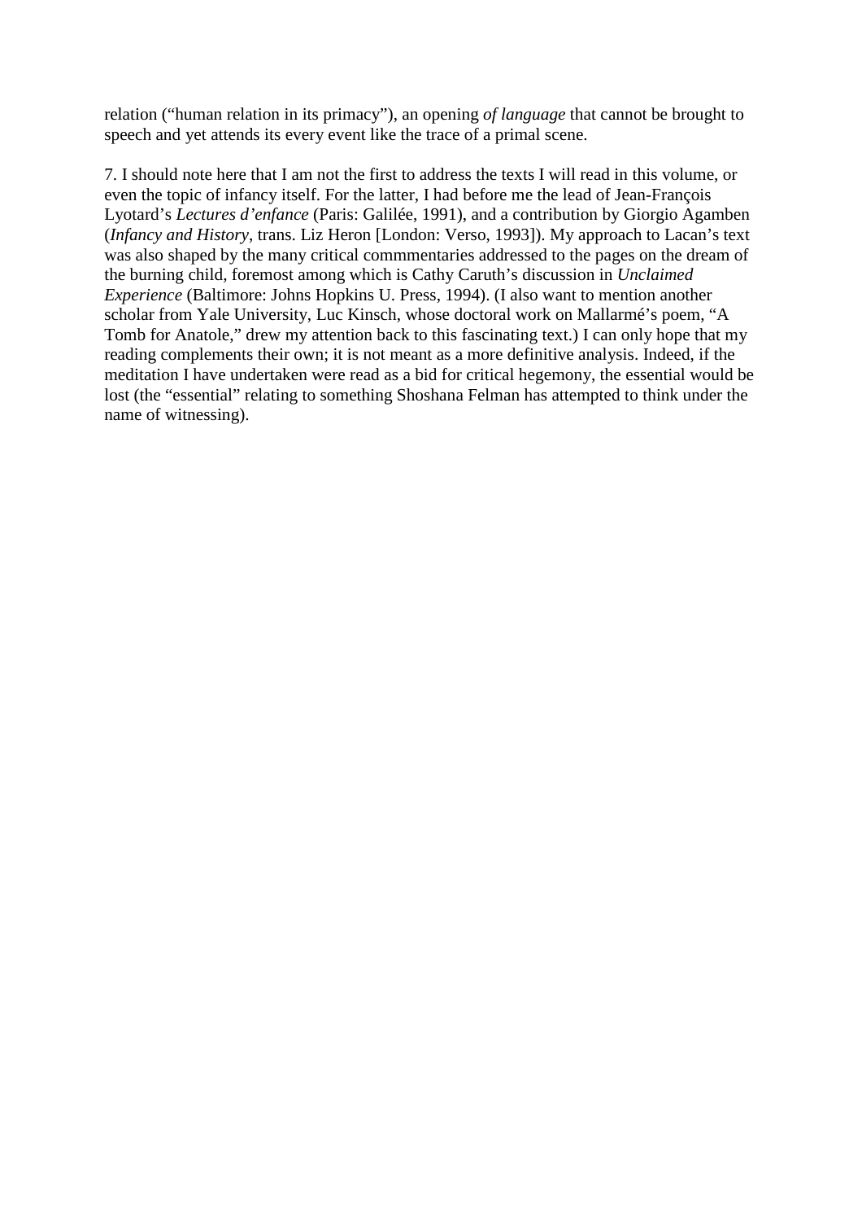relation ("human relation in its primacy"), an opening *of language* that cannot be brought to speech and yet attends its every event like the trace of a primal scene.

7. I should note here that I am not the first to address the texts I will read in this volume, or even the topic of infancy itself. For the latter, I had before me the lead of Jean-François Lyotard's *Lectures d'enfance* (Paris: Galilée, 1991), and a contribution by Giorgio Agamben (*Infancy and History*, trans. Liz Heron [London: Verso, 1993]). My approach to Lacan's text was also shaped by the many critical commmentaries addressed to the pages on the dream of the burning child, foremost among which is Cathy Caruth's discussion in *Unclaimed Experience* (Baltimore: Johns Hopkins U. Press, 1994). (I also want to mention another scholar from Yale University, Luc Kinsch, whose doctoral work on Mallarmé's poem, "A Tomb for Anatole," drew my attention back to this fascinating text.) I can only hope that my reading complements their own; it is not meant as a more definitive analysis. Indeed, if the meditation I have undertaken were read as a bid for critical hegemony, the essential would be lost (the "essential" relating to something Shoshana Felman has attempted to think under the name of witnessing).